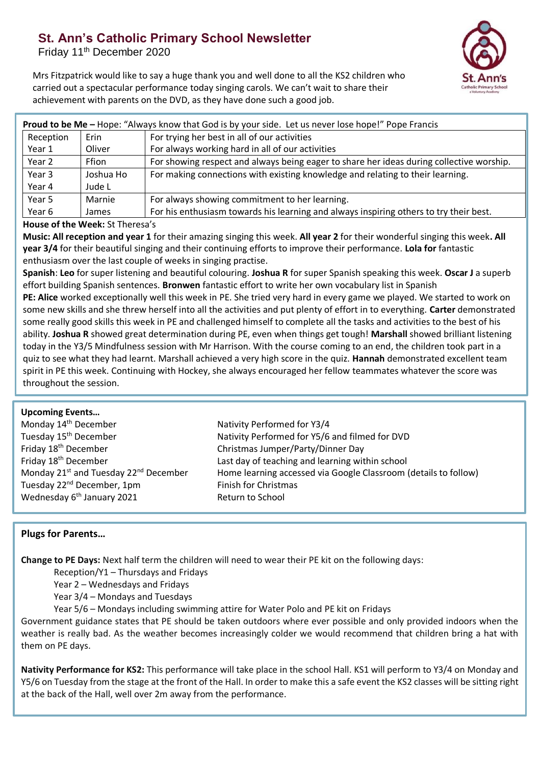# St. Ann's Catholic Primary School Newsletter

Friday 11th December 2020

Mrs Fitzpatrick would like to say a huge thank you and well done to all the KS2 children who carried out a spectacular performance today singing carols. We can't wait to share their achievement with parents on the DVD, as they have done such a good job.

**Proud to be Me –** Hope: "Always know that God is by your side. Let us never lose hope!" Pope Francis

| | | |
|---|---|---|
| Reception | Erin | For trying her best in all of our activities |
| Year 1 | Oliver | For always working hard in all of our activities |
| Year 2 | Ffion | For showing respect and always being eager to share her ideas during collective worship. |
| Year 3 | Joshua Ho | For making connections with existing knowledge and relating to their learning. |
| Year 4 | Jude L | |
| Year 5 | Marnie | For always showing commitment to her learning. |
| Year 6 | James | For his enthusiasm towards his learning and always inspiring others to try their best. |

**House of the Week:** St Theresa's

**Music: All reception and year 1** for their amazing singing this week. **All year 2** for their wonderful singing this week**. All year 3/4** for their beautiful singing and their continuing efforts to improve their performance. **Lola for** fantastic enthusiasm over the last couple of weeks in singing practise.

**Spanish**: **Leo** for super listening and beautiful colouring. **Joshua R** for super Spanish speaking this week. **Oscar J** a superb effort building Spanish sentences. **Bronwen** fantastic effort to write her own vocabulary list in Spanish

**PE: Alice** worked exceptionally well this week in PE. She tried very hard in every game we played. We started to work on some new skills and she threw herself into all the activities and put plenty of effort in to everything. **Carter** demonstrated some really good skills this week in PE and challenged himself to complete all the tasks and activities to the best of his ability. **Joshua R** showed great determination during PE, even when things get tough! **Marshall** showed brilliant listening today in the Y3/5 Mindfulness session with Mr Harrison. With the course coming to an end, the children took part in a quiz to see what they had learnt. Marshall achieved a very high score in the quiz. **Hannah** demonstrated excellent team spirit in PE this week. Continuing with Hockey, she always encouraged her fellow teammates whatever the score was throughout the session.

**Upcoming Events…**

| | |
|---|---|
| Monday 14th December | Nativity Performed for Y3/4 |
| Tuesday 15th December | Nativity Performed for Y5/6 and filmed for DVD |
| Friday 18th December | Christmas Jumper/Party/Dinner Day |
| Friday 18th December | Last day of teaching and learning within school |
| Monday 21st and Tuesday 22nd December | Home learning accessed via Google Classroom (details to follow) |
| Tuesday 22nd December, 1pm | Finish for Christmas |
| Wednesday 6th January 2021 | Return to School |

**Plugs for Parents…**

**Change to PE Days:** Next half term the children will need to wear their PE kit on the following days:

- Reception/Y1 – Thursdays and Fridays
- Year 2 – Wednesdays and Fridays
- Year 3/4 – Mondays and Tuesdays
- Year 5/6 – Mondays including swimming attire for Water Polo and PE kit on Fridays

Government guidance states that PE should be taken outdoors where ever possible and only provided indoors when the weather is really bad. As the weather becomes increasingly colder we would recommend that children bring a hat with them on PE days.

**Nativity Performance for KS2:** This performance will take place in the school Hall. KS1 will perform to Y3/4 on Monday and Y5/6 on Tuesday from the stage at the front of the Hall. In order to make this a safe event the KS2 classes will be sitting right at the back of the Hall, well over 2m away from the performance.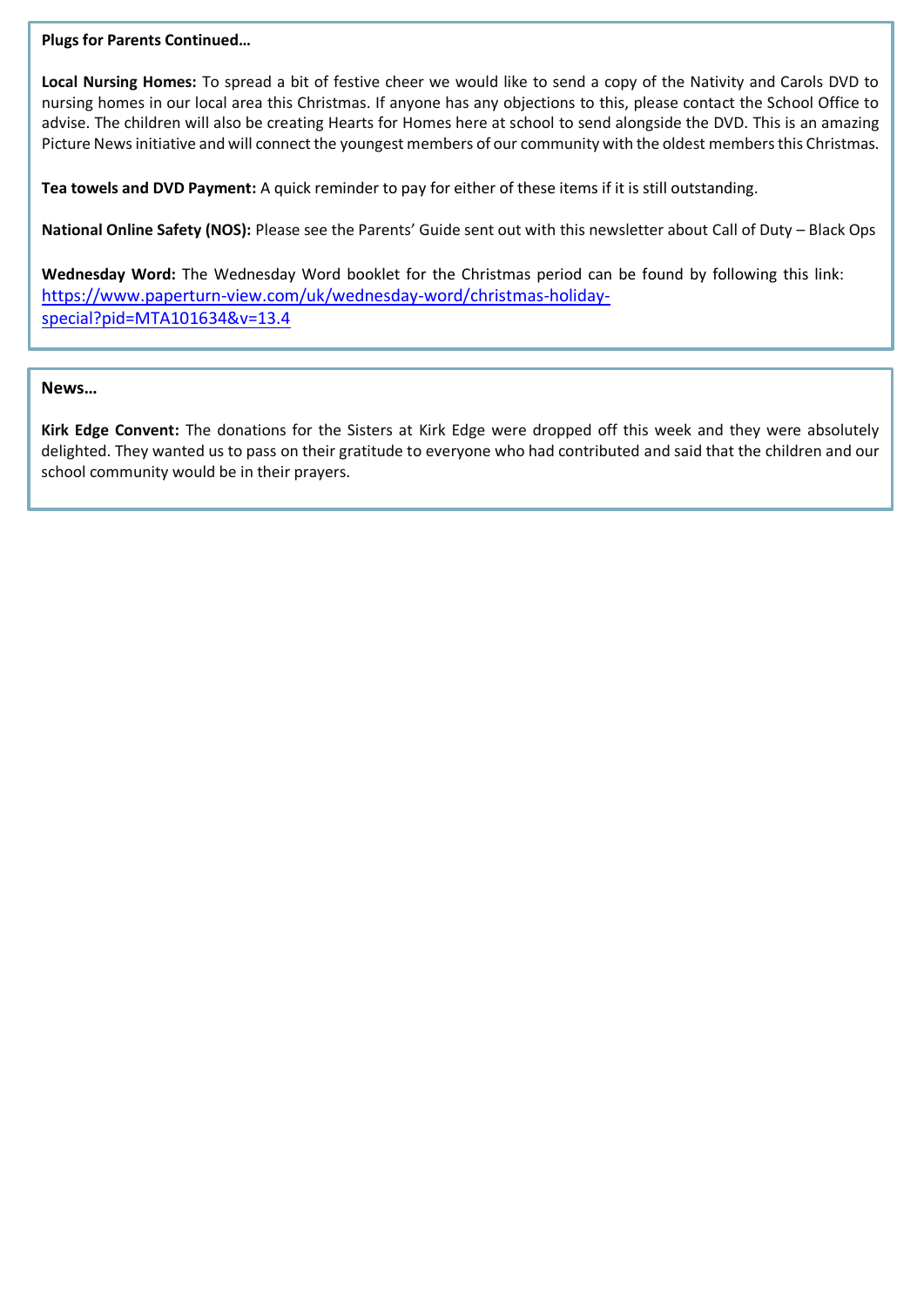**Plugs for Parents Continued…**

**Local Nursing Homes:** To spread a bit of festive cheer we would like to send a copy of the Nativity and Carols DVD to nursing homes in our local area this Christmas. If anyone has any objections to this, please contact the School Office to advise. The children will also be creating Hearts for Homes here at school to send alongside the DVD. This is an amazing Picture News initiative and will connect the youngest members of our community with the oldest members this Christmas.

**Tea towels and DVD Payment:** A quick reminder to pay for either of these items if it is still outstanding.

**National Online Safety (NOS):** Please see the Parents' Guide sent out with this newsletter about Call of Duty – Black Ops

**Wednesday Word:** The Wednesday Word booklet for the Christmas period can be found by following this link: [https://www.paperturn-view.com/uk/wednesday-word/christmas-holiday-special?pid=MTA101634&v=13.4](https://www.paperturn-view.com/uk/wednesday-word/christmas-holiday-special?pid=MTA101634&v=13.4)

**News…**

**Kirk Edge Convent:** The donations for the Sisters at Kirk Edge were dropped off this week and they were absolutely delighted. They wanted us to pass on their gratitude to everyone who had contributed and said that the children and our school community would be in their prayers.